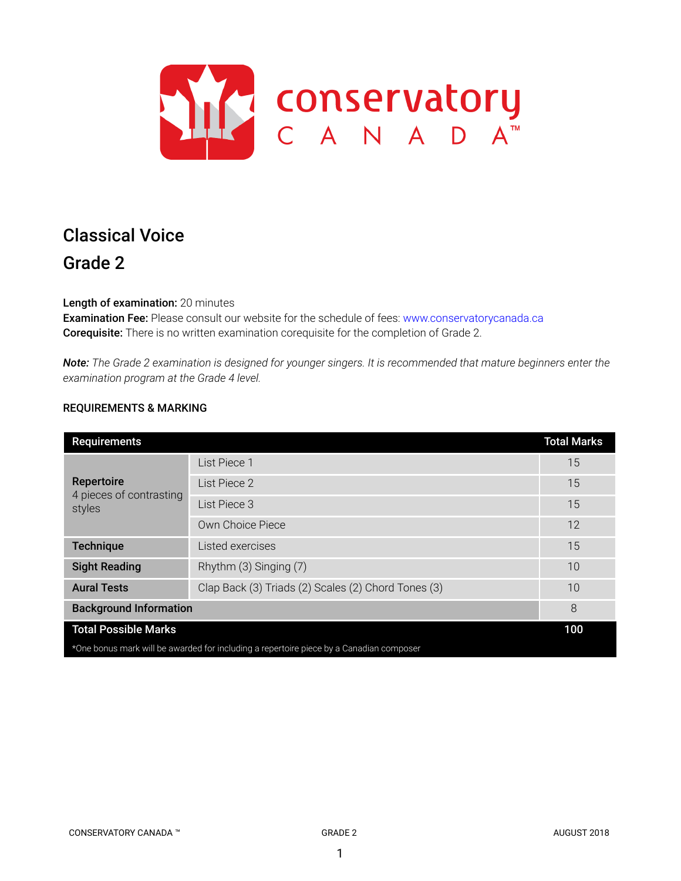# Classical Voice

# Grade 2

**Length of examination:** 20 minutes
**Examination Fee:** Please consult our website for the schedule of fees: www.conservatorycanada.ca
**Corequisite:** There is no written examination corequisite for the completion of Grade 2.

***Note:*** *The Grade 2 examination is designed for younger singers. It is recommended that mature beginners enter the examination program at the Grade 4 level.*

## REQUIREMENTS & MARKING

| Requirements | | Total Marks |
|---|---|---|
| **Repertoire** 4 pieces of contrasting styles | List Piece 1 | 15 |
| | List Piece 2 | 15 |
| | List Piece 3 | 15 |
| | Own Choice Piece | 12 |
| **Technique** | Listed exercises | 15 |
| **Sight Reading** | Rhythm (3) Singing (7) | 10 |
| **Aural Tests** | Clap Back (3) Triads (2) Scales (2) Chord Tones (3) | 10 |
| **Background Information** | | 8 |
| **Total Possible Marks** | | **100** |

*One bonus mark will be awarded for including a repertoire piece by a Canadian composer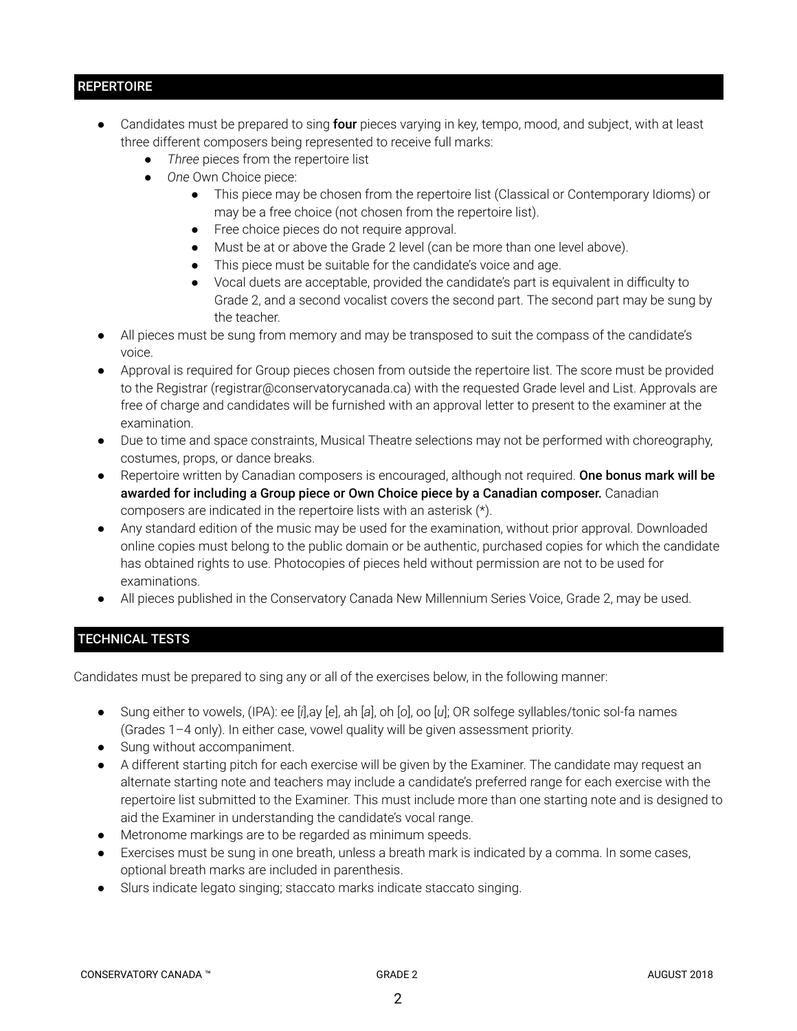## REPERTOIRE

- Candidates must be prepared to sing **four** pieces varying in key, tempo, mood, and subject, with at least three different composers being represented to receive full marks:
  - *Three* pieces from the repertoire list
  - *One* Own Choice piece:
    - This piece may be chosen from the repertoire list (Classical or Contemporary Idioms) or may be a free choice (not chosen from the repertoire list).
    - Free choice pieces do not require approval.
    - Must be at or above the Grade 2 level (can be more than one level above).
    - This piece must be suitable for the candidate's voice and age.
    - Vocal duets are acceptable, provided the candidate's part is equivalent in difficulty to Grade 2, and a second vocalist covers the second part. The second part may be sung by the teacher.
- All pieces must be sung from memory and may be transposed to suit the compass of the candidate's voice.
- Approval is required for Group pieces chosen from outside the repertoire list. The score must be provided to the Registrar (registrar@conservatorycanada.ca) with the requested Grade level and List. Approvals are free of charge and candidates will be furnished with an approval letter to present to the examiner at the examination.
- Due to time and space constraints, Musical Theatre selections may not be performed with choreography, costumes, props, or dance breaks.
- Repertoire written by Canadian composers is encouraged, although not required. **One bonus mark will be awarded for including a Group piece or Own Choice piece by a Canadian composer.** Canadian composers are indicated in the repertoire lists with an asterisk (*).
- Any standard edition of the music may be used for the examination, without prior approval. Downloaded online copies must belong to the public domain or be authentic, purchased copies for which the candidate has obtained rights to use. Photocopies of pieces held without permission are not to be used for examinations.
- All pieces published in the Conservatory Canada New Millennium Series Voice, Grade 2, may be used.

## TECHNICAL TESTS

Candidates must be prepared to sing any or all of the exercises below, in the following manner:

- Sung either to vowels, (IPA): ee [*i*],ay [*e*], ah [*a*], oh [*o*], oo [*u*]; OR solfege syllables/tonic sol-fa names (Grades 1–4 only). In either case, vowel quality will be given assessment priority.
- Sung without accompaniment.
- A different starting pitch for each exercise will be given by the Examiner. The candidate may request an alternate starting note and teachers may include a candidate's preferred range for each exercise with the repertoire list submitted to the Examiner. This must include more than one starting note and is designed to aid the Examiner in understanding the candidate's vocal range.
- Metronome markings are to be regarded as minimum speeds.
- Exercises must be sung in one breath, unless a breath mark is indicated by a comma. In some cases, optional breath marks are included in parenthesis.
- Slurs indicate legato singing; staccato marks indicate staccato singing.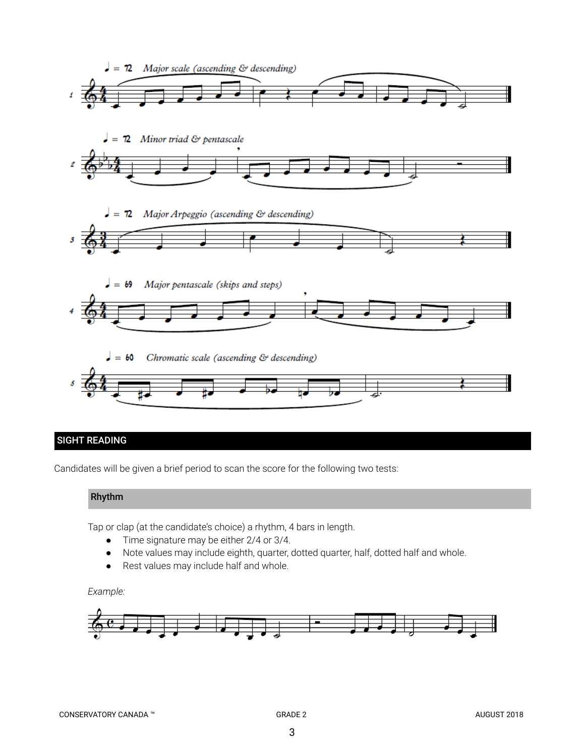♩ = 72 *Major scale (ascending & descending)*

♩ = 72 *Minor triad & pentascale*

♩ = 72 *Major Arpeggio (ascending & descending)*

♩ = 69 *Major pentascale (skips and steps)*

♩ = 60 *Chromatic scale (ascending & descending)*

## SIGHT READING

Candidates will be given a brief period to scan the score for the following two tests:

### Rhythm

Tap or clap (at the candidate's choice) a rhythm, 4 bars in length.

- Time signature may be either 2/4 or 3/4.
- Note values may include eighth, quarter, dotted quarter, half, dotted half and whole.
- Rest values may include half and whole.

*Example:*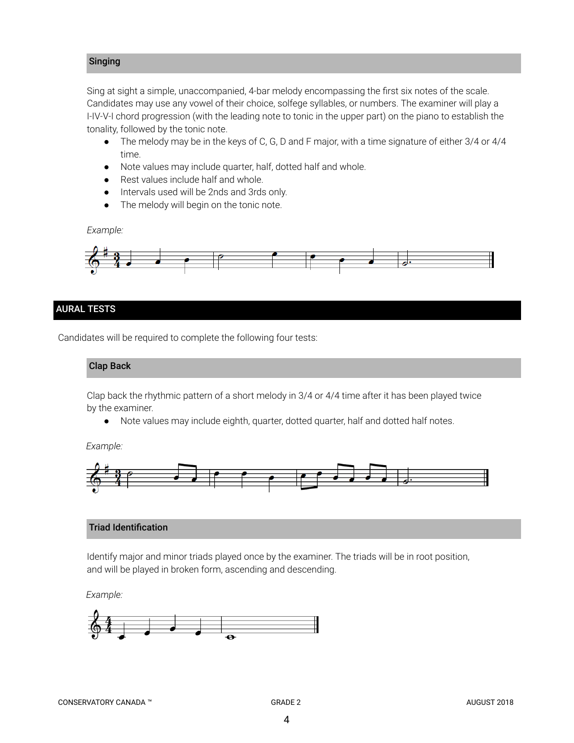### Singing

Sing at sight a simple, unaccompanied, 4-bar melody encompassing the first six notes of the scale. Candidates may use any vowel of their choice, solfege syllables, or numbers. The examiner will play a I-IV-V-I chord progression (with the leading note to tonic in the upper part) on the piano to establish the tonality, followed by the tonic note.

- The melody may be in the keys of C, G, D and F major, with a time signature of either 3/4 or 4/4 time.
- Note values may include quarter, half, dotted half and whole.
- Rest values include half and whole.
- Intervals used will be 2nds and 3rds only.
- The melody will begin on the tonic note.

*Example:*

## AURAL TESTS

Candidates will be required to complete the following four tests:

### Clap Back

Clap back the rhythmic pattern of a short melody in 3/4 or 4/4 time after it has been played twice by the examiner.

- Note values may include eighth, quarter, dotted quarter, half and dotted half notes.

*Example:*

### Triad Identification

Identify major and minor triads played once by the examiner. The triads will be in root position, and will be played in broken form, ascending and descending.

*Example:*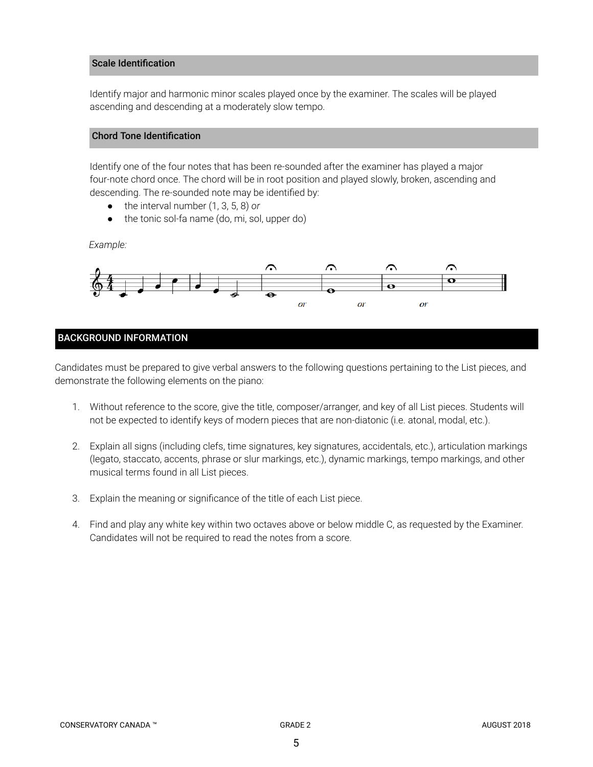### Scale Identification

Identify major and harmonic minor scales played once by the examiner. The scales will be played ascending and descending at a moderately slow tempo.

### Chord Tone Identification

Identify one of the four notes that has been re-sounded after the examiner has played a major four-note chord once. The chord will be in root position and played slowly, broken, ascending and descending. The re-sounded note may be identified by:

- the interval number (1, 3, 5, 8) *or*
- the tonic sol-fa name (do, mi, sol, upper do)

*Example:*

## BACKGROUND INFORMATION

Candidates must be prepared to give verbal answers to the following questions pertaining to the List pieces, and demonstrate the following elements on the piano:

1. Without reference to the score, give the title, composer/arranger, and key of all List pieces. Students will not be expected to identify keys of modern pieces that are non-diatonic (i.e. atonal, modal, etc.).

2. Explain all signs (including clefs, time signatures, key signatures, accidentals, etc.), articulation markings (legato, staccato, accents, phrase or slur markings, etc.), dynamic markings, tempo markings, and other musical terms found in all List pieces.

3. Explain the meaning or significance of the title of each List piece.

4. Find and play any white key within two octaves above or below middle C, as requested by the Examiner. Candidates will not be required to read the notes from a score.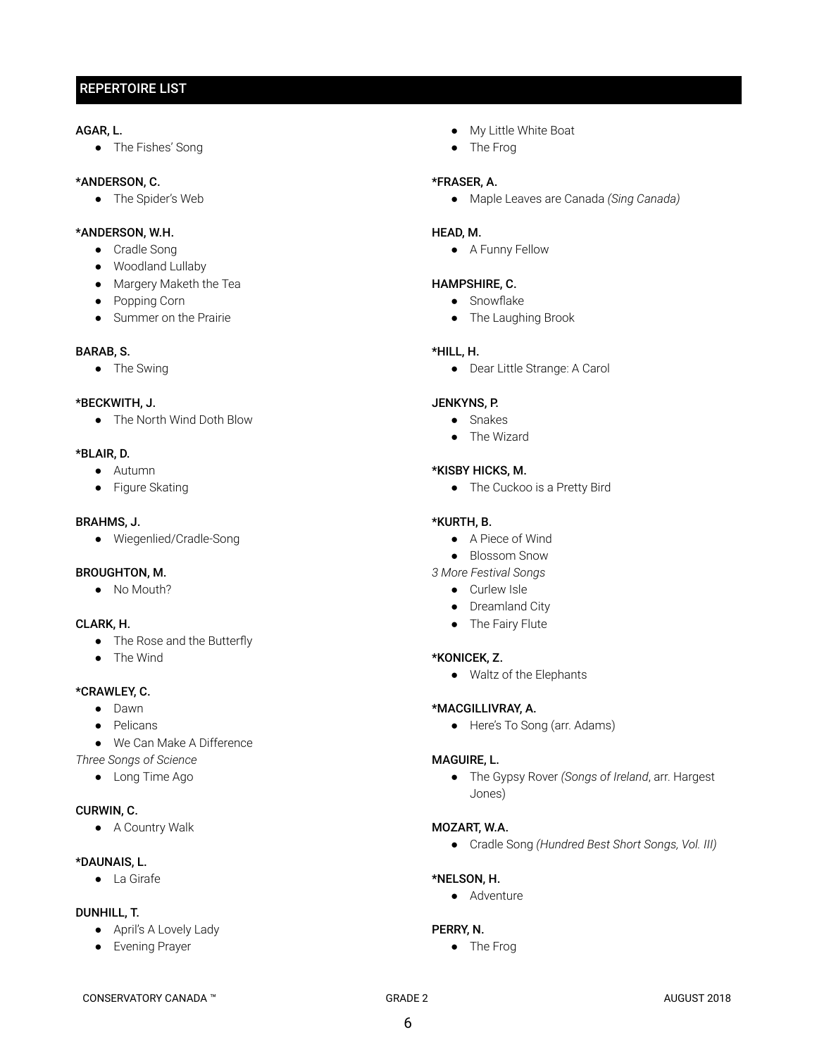## REPERTOIRE LIST

**AGAR, L.**
- The Fishes' Song

***ANDERSON, C.**
- The Spider's Web

***ANDERSON, W.H.**
- Cradle Song
- Woodland Lullaby
- Margery Maketh the Tea
- Popping Corn
- Summer on the Prairie

**BARAB, S.**
- The Swing

***BECKWITH, J.**
- The North Wind Doth Blow

***BLAIR, D.**
- Autumn
- Figure Skating

**BRAHMS, J.**
- Wiegenlied/Cradle-Song

**BROUGHTON, M.**
- No Mouth?

**CLARK, H.**
- The Rose and the Butterfly
- The Wind

***CRAWLEY, C.**
- Dawn
- Pelicans
- We Can Make A Difference

*Three Songs of Science*
- Long Time Ago

**CURWIN, C.**
- A Country Walk

***DAUNAIS, L.**
- La Girafe

**DUNHILL, T.**
- April's A Lovely Lady
- Evening Prayer
- My Little White Boat
- The Frog

***FRASER, A.**
- Maple Leaves are Canada *(Sing Canada)*

**HEAD, M.**
- A Funny Fellow

**HAMPSHIRE, C.**
- Snowflake
- The Laughing Brook

***HILL, H.**
- Dear Little Strange: A Carol

**JENKYNS, P.**
- Snakes
- The Wizard

***KISBY HICKS, M.**
- The Cuckoo is a Pretty Bird

***KURTH, B.**
- A Piece of Wind
- Blossom Snow

*3 More Festival Songs*
- Curlew Isle
- Dreamland City
- The Fairy Flute

***KONICEK, Z.**
- Waltz of the Elephants

***MACGILLIVRAY, A.**
- Here's To Song (arr. Adams)

**MAGUIRE, L.**
- The Gypsy Rover *(Songs of Ireland*, arr. Hargest Jones)

**MOZART, W.A.**
- Cradle Song *(Hundred Best Short Songs, Vol. III)*

***NELSON, H.**
- Adventure

**PERRY, N.**
- The Frog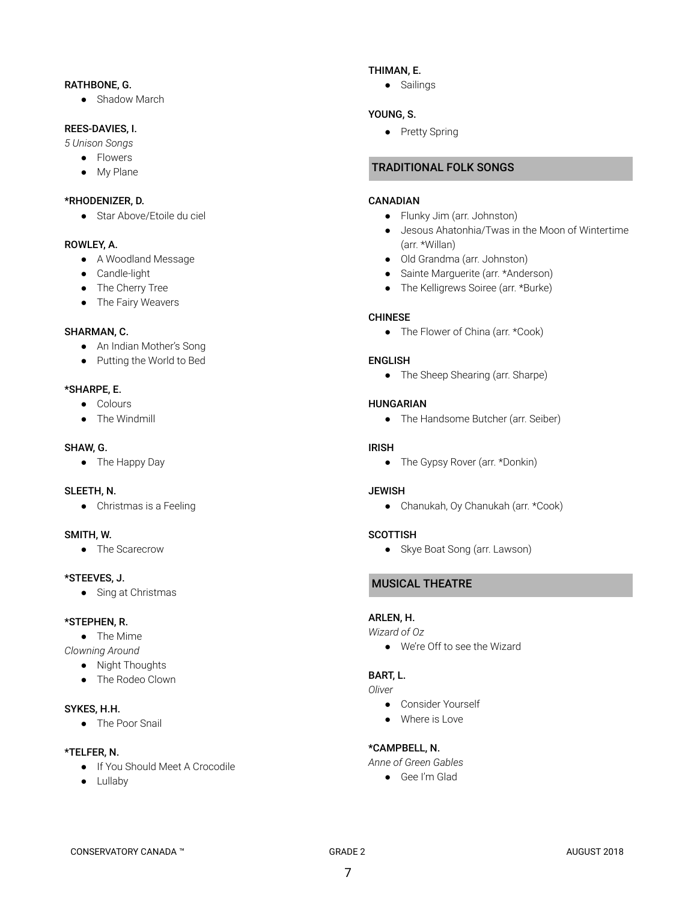**RATHBONE, G.**

- Shadow March

**REES-DAVIES, I.**

*5 Unison Songs*

- Flowers
- My Plane

**\*RHODENIZER, D.**

- Star Above/Etoile du ciel

**ROWLEY, A.**

- A Woodland Message
- Candle-light
- The Cherry Tree
- The Fairy Weavers

**SHARMAN, C.**

- An Indian Mother's Song
- Putting the World to Bed

**\*SHARPE, E.**

- Colours
- The Windmill

**SHAW, G.**

- The Happy Day

**SLEETH, N.**

- Christmas is a Feeling

**SMITH, W.**

- The Scarecrow

**\*STEEVES, J.**

- Sing at Christmas

**\*STEPHEN, R.**

- The Mime

*Clowning Around*

- Night Thoughts
- The Rodeo Clown

**SYKES, H.H.**

- The Poor Snail

**\*TELFER, N.**

- If You Should Meet A Crocodile
- Lullaby

**THIMAN, E.**

- Sailings

**YOUNG, S.**

- Pretty Spring

## TRADITIONAL FOLK SONGS

**CANADIAN**

- Flunky Jim (arr. Johnston)
- Jesous Ahatonhia/Twas in the Moon of Wintertime (arr. *Willan)
- Old Grandma (arr. Johnston)
- Sainte Marguerite (arr. *Anderson)
- The Kelligrews Soiree (arr. *Burke)

**CHINESE**

- The Flower of China (arr. *Cook)

**ENGLISH**

- The Sheep Shearing (arr. Sharpe)

**HUNGARIAN**

- The Handsome Butcher (arr. Seiber)

**IRISH**

- The Gypsy Rover (arr. *Donkin)

**JEWISH**

- Chanukah, Oy Chanukah (arr. *Cook)

**SCOTTISH**

- Skye Boat Song (arr. Lawson)

## MUSICAL THEATRE

**ARLEN, H.**

*Wizard of Oz*

- We're Off to see the Wizard

**BART, L.**

*Oliver*

- Consider Yourself
- Where is Love

**\*CAMPBELL, N.**

*Anne of Green Gables*

- Gee I'm Glad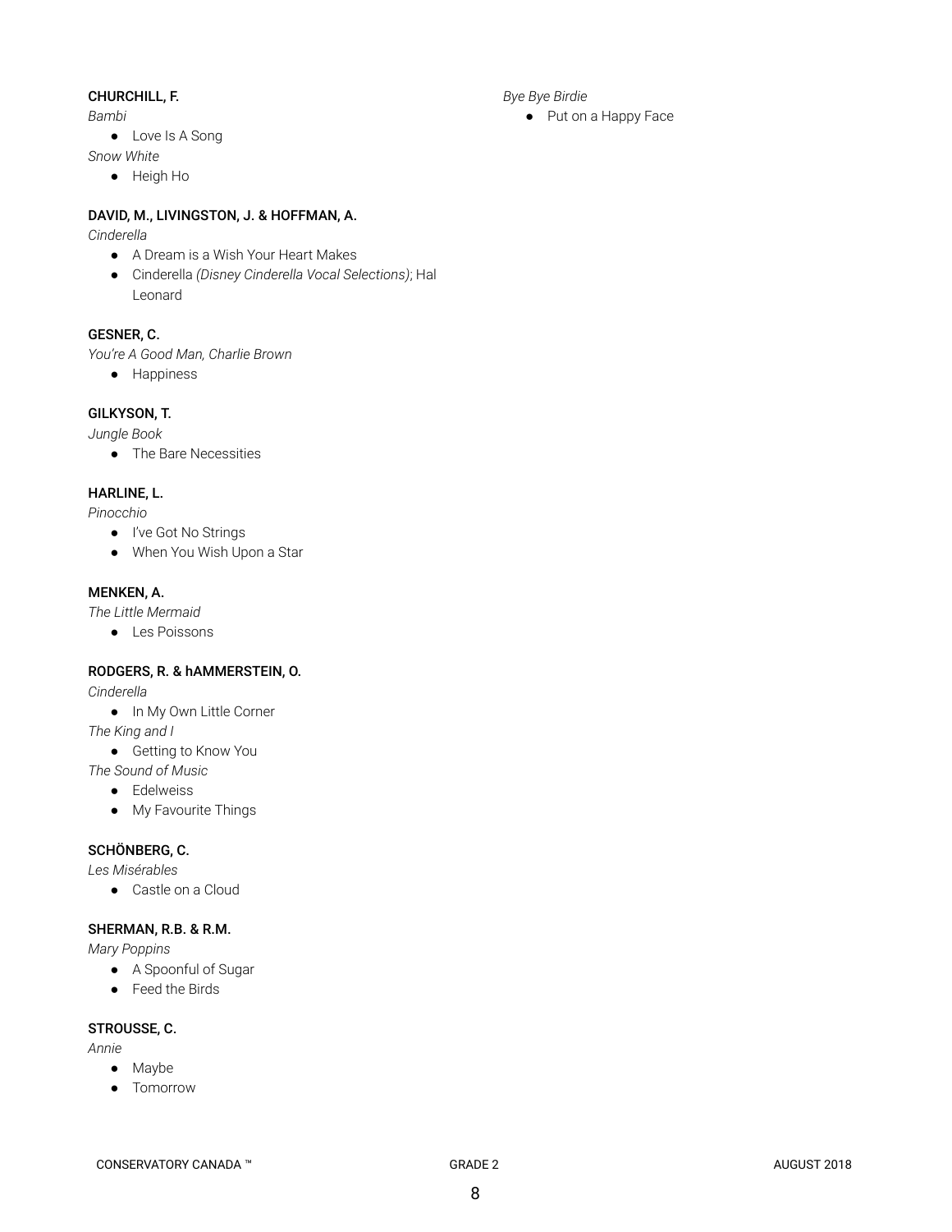**CHURCHILL, F.**

*Bambi*

- Love Is A Song

*Snow White*

- Heigh Ho

**DAVID, M., LIVINGSTON, J. & HOFFMAN, A.**

*Cinderella*

- A Dream is a Wish Your Heart Makes
- Cinderella *(Disney Cinderella Vocal Selections)*; Hal Leonard

**GESNER, C.**

*You're A Good Man, Charlie Brown*

- Happiness

**GILKYSON, T.**

*Jungle Book*

- The Bare Necessities

**HARLINE, L.**

*Pinocchio*

- I've Got No Strings
- When You Wish Upon a Star

**MENKEN, A.**

*The Little Mermaid*

- Les Poissons

**RODGERS, R. & hAMMERSTEIN, O.**

*Cinderella*

- In My Own Little Corner

*The King and I*

- Getting to Know You

*The Sound of Music*

- Edelweiss
- My Favourite Things

**SCHÖNBERG, C.**

*Les Misérables*

- Castle on a Cloud

**SHERMAN, R.B. & R.M.**

*Mary Poppins*

- A Spoonful of Sugar
- Feed the Birds

**STROUSSE, C.**

*Annie*

- Maybe
- Tomorrow

*Bye Bye Birdie*

- Put on a Happy Face